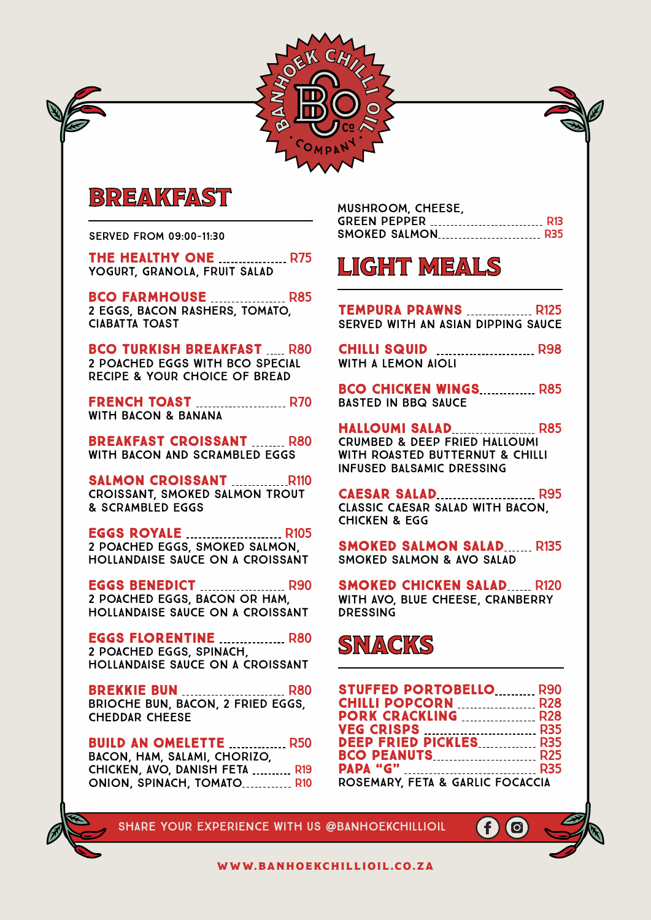BANHOEK CHILLI OIL BCO Co COMPANY

## BREAKFAST

SERVED FROM 09:00-11:30

**THE HEALTHY ONE** ........ R75
YOGURT, GRANOLA, FRUIT SALAD

**BCO FARMHOUSE** ........ R85
2 EGGS, BACON RASHERS, TOMATO, CIABATTA TOAST

**BCO TURKISH BREAKFAST** ........ R80
2 POACHED EGGS WITH BCO SPECIAL RECIPE & YOUR CHOICE OF BREAD

**FRENCH TOAST** ........ R70
WITH BACON & BANANA

**BREAKFAST CROISSANT** ........ R80
WITH BACON AND SCRAMBLED EGGS

**SALMON CROISSANT** ........ R110
CROISSANT, SMOKED SALMON TROUT & SCRAMBLED EGGS

**EGGS ROYALE** ........ R105
2 POACHED EGGS, SMOKED SALMON, HOLLANDAISE SAUCE ON A CROISSANT

**EGGS BENEDICT** ........ R90
2 POACHED EGGS, BACON OR HAM, HOLLANDAISE SAUCE ON A CROISSANT

**EGGS FLORENTINE** ........ R80
2 POACHED EGGS, SPINACH, HOLLANDAISE SAUCE ON A CROISSANT

**BREKKIE BUN** ........ R80
BRIOCHE BUN, BACON, 2 FRIED EGGS, CHEDDAR CHEESE

**BUILD AN OMELETTE** ........ R50
BACON, HAM, SALAMI, CHORIZO, CHICKEN, AVO, DANISH FETA ........ R19
ONION, SPINACH, TOMATO ........ R10
MUSHROOM, CHEESE, GREEN PEPPER ........ R13
SMOKED SALMON ........ R35

## LIGHT MEALS

**TEMPURA PRAWNS** ........ R125
SERVED WITH AN ASIAN DIPPING SAUCE

**CHILLI SQUID** ........ R98
WITH A LEMON AIOLI

**BCO CHICKEN WINGS** ........ R85
BASTED IN BBQ SAUCE

**HALLOUMI SALAD** ........ R85
CRUMBED & DEEP FRIED HALLOUMI WITH ROASTED BUTTERNUT & CHILLI INFUSED BALSAMIC DRESSING

**CAESAR SALAD** ........ R95
CLASSIC CAESAR SALAD WITH BACON, CHICKEN & EGG

**SMOKED SALMON SALAD** ........ R135
SMOKED SALMON & AVO SALAD

**SMOKED CHICKEN SALAD** ........ R120
WITH AVO, BLUE CHEESE, CRANBERRY DRESSING

## SNACKS

**STUFFED PORTOBELLO** ........ R90
**CHILLI POPCORN** ........ R28
**PORK CRACKLING** ........ R28
**VEG CRISPS** ........ R35
**DEEP FRIED PICKLES** ........ R35
**BCO PEANUTS** ........ R25
**PAPA "G"** ........ R35
ROSEMARY, FETA & GARLIC FOCACCIA

SHARE YOUR EXPERIENCE WITH US @BANHOEKCHILLIOIL

WWW.BANHOEKCHILLIOIL.CO.ZA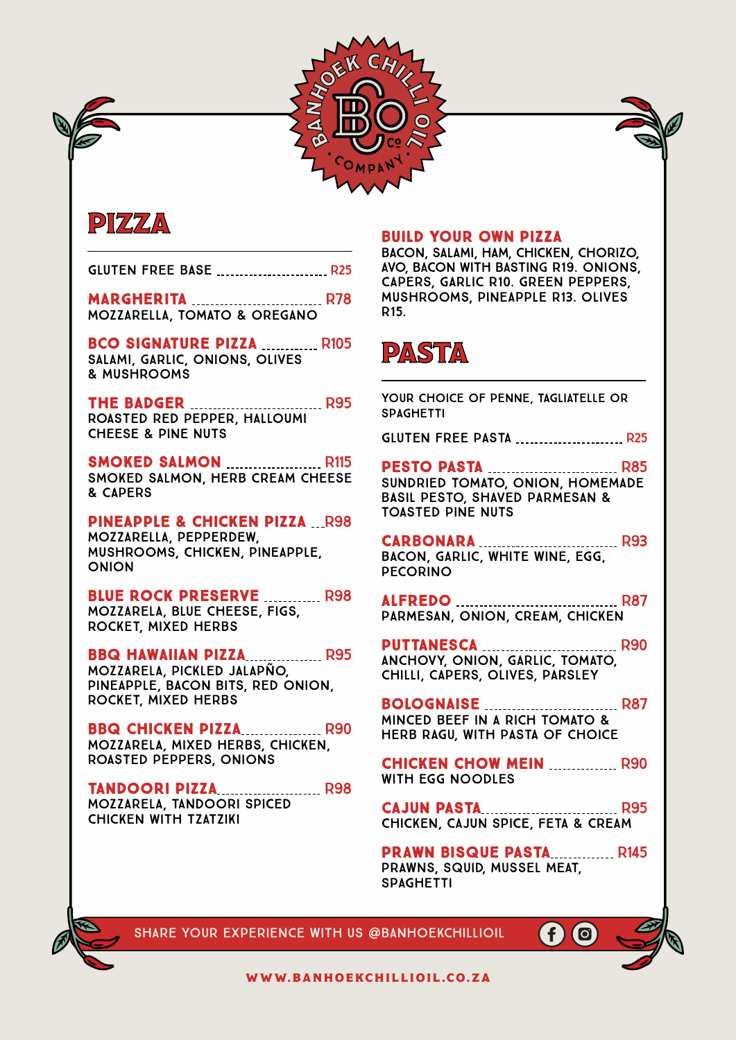BANHOEK CHILLI OIL COMPANY

BCO

# PIZZA

GLUTEN FREE BASE ........ R25

**MARGHERITA** ........ R78
MOZZARELLA, TOMATO & OREGANO

**BCO SIGNATURE PIZZA** ........ R105
SALAMI, GARLIC, ONIONS, OLIVES & MUSHROOMS

**THE BADGER** ........ R95
ROASTED RED PEPPER, HALLOUMI CHEESE & PINE NUTS

**SMOKED SALMON** ........ R115
SMOKED SALMON, HERB CREAM CHEESE & CAPERS

**PINEAPPLE & CHICKEN PIZZA** ... R98
MOZZARELLA, PEPPERDEW, MUSHROOMS, CHICKEN, PINEAPPLE, ONION

**BLUE ROCK PRESERVE** ........ R98
MOZZARELA, BLUE CHEESE, FIGS, ROCKET, MIXED HERBS

**BBQ HAWAIIAN PIZZA** ........ R95
MOZZARELA, PICKLED JALAPÑO, PINEAPPLE, BACON BITS, RED ONION, ROCKET, MIXED HERBS

**BBQ CHICKEN PIZZA** ........ R90
MOZZARELA, MIXED HERBS, CHICKEN, ROASTED PEPPERS, ONIONS

**TANDOORI PIZZA** ........ R98
MOZZARELA, TANDOORI SPICED CHICKEN WITH TZATZIKI

**BUILD YOUR OWN PIZZA**
BACON, SALAMI, HAM, CHICKEN, CHORIZO, AVO, BACON WITH BASTING R19. ONIONS, CAPERS, GARLIC R10. GREEN PEPPERS, MUSHROOMS, PINEAPPLE R13. OLIVES R15.

# PASTA

YOUR CHOICE OF PENNE, TAGLIATELLE OR SPAGHETTI

GLUTEN FREE PASTA ........ R25

**PESTO PASTA** ........ R85
SUNDRIED TOMATO, ONION, HOMEMADE BASIL PESTO, SHAVED PARMESAN & TOASTED PINE NUTS

**CARBONARA** ........ R93
BACON, GARLIC, WHITE WINE, EGG, PECORINO

**ALFREDO** ........ R87
PARMESAN, ONION, CREAM, CHICKEN

**PUTTANESCA** ........ R90
ANCHOVY, ONION, GARLIC, TOMATO, CHILLI, CAPERS, OLIVES, PARSLEY

**BOLOGNAISE** ........ R87
MINCED BEEF IN A RICH TOMATO & HERB RAGU, WITH PASTA OF CHOICE

**CHICKEN CHOW MEIN** ........ R90
WITH EGG NOODLES

**CAJUN PASTA** ........ R95
CHICKEN, CAJUN SPICE, FETA & CREAM

**PRAWN BISQUE PASTA** ........ R145
PRAWNS, SQUID, MUSSEL MEAT, SPAGHETTI

SHARE YOUR EXPERIENCE WITH US @BANHOEKCHILLIOIL

WWW.BANHOEKCHILLIOIL.CO.ZA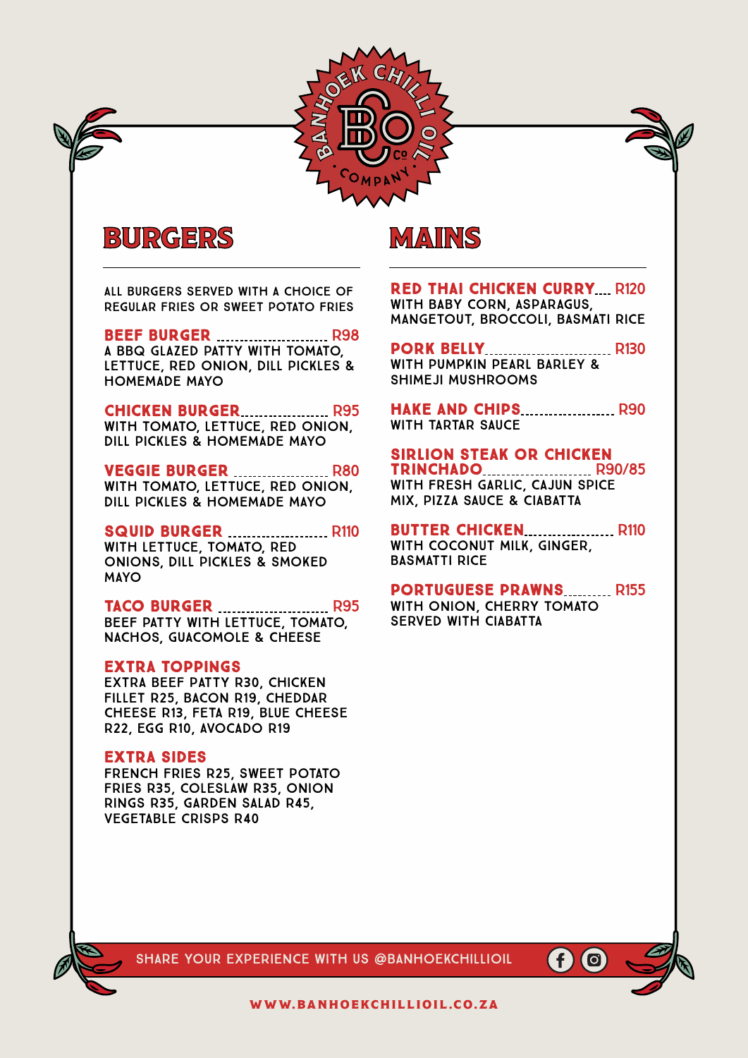BANHOEK CHILLI OIL COMPANY

# BURGERS

ALL BURGERS SERVED WITH A CHOICE OF REGULAR FRIES OR SWEET POTATO FRIES

**BEEF BURGER** ........................ R98
A BBQ GLAZED PATTY WITH TOMATO, LETTUCE, RED ONION, DILL PICKLES & HOMEMADE MAYO

**CHICKEN BURGER** ........................ R95
WITH TOMATO, LETTUCE, RED ONION, DILL PICKLES & HOMEMADE MAYO

**VEGGIE BURGER** ........................ R80
WITH TOMATO, LETTUCE, RED ONION, DILL PICKLES & HOMEMADE MAYO

**SQUID BURGER** ........................ R110
WITH LETTUCE, TOMATO, RED ONIONS, DILL PICKLES & SMOKED MAYO

**TACO BURGER** ........................ R95
BEEF PATTY WITH LETTUCE, TOMATO, NACHOS, GUACOMOLE & CHEESE

**EXTRA TOPPINGS**
EXTRA BEEF PATTY R30, CHICKEN FILLET R25, BACON R19, CHEDDAR CHEESE R13, FETA R19, BLUE CHEESE R22, EGG R10, AVOCADO R19

**EXTRA SIDES**
FRENCH FRIES R25, SWEET POTATO FRIES R35, COLESLAW R35, ONION RINGS R35, GARDEN SALAD R45, VEGETABLE CRISPS R40

# MAINS

**RED THAI CHICKEN CURRY** .... R120
WITH BABY CORN, ASPARAGUS, MANGETOUT, BROCCOLI, BASMATI RICE

**PORK BELLY** ........................ R130
WITH PUMPKIN PEARL BARLEY & SHIMEJI MUSHROOMS

**HAKE AND CHIPS** ........................ R90
WITH TARTAR SAUCE

**SIRLION STEAK OR CHICKEN TRINCHADO** ........................ R90/85
WITH FRESH GARLIC, CAJUN SPICE MIX, PIZZA SAUCE & CIABATTA

**BUTTER CHICKEN** ........................ R110
WITH COCONUT MILK, GINGER, BASMATTI RICE

**PORTUGUESE PRAWNS** ........... R155
WITH ONION, CHERRY TOMATO SERVED WITH CIABATTA

SHARE YOUR EXPERIENCE WITH US @BANHOEKCHILLIOIL

WWW.BANHOEKCHILLIOIL.CO.ZA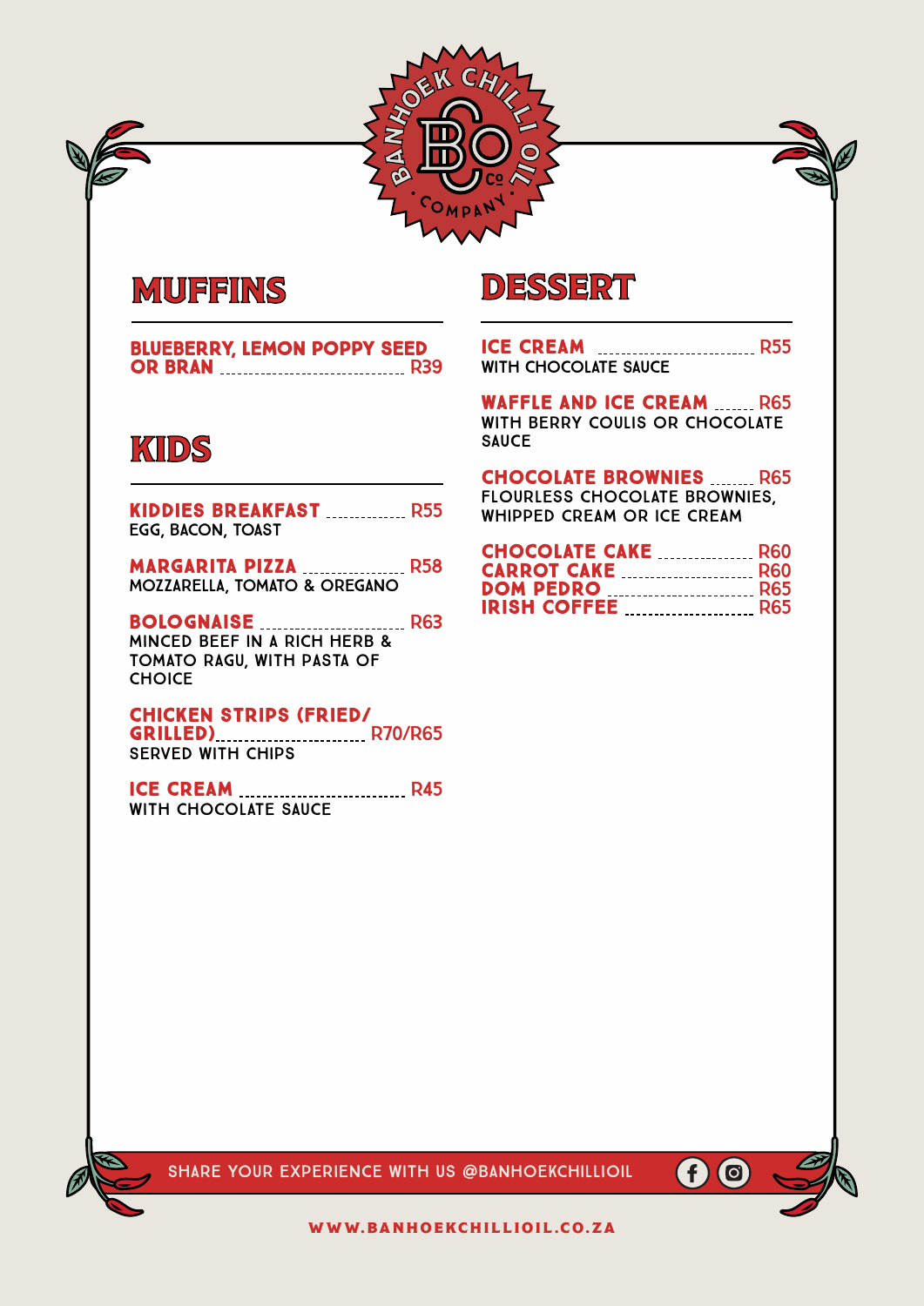## MUFFINS

**BLUEBERRY, LEMON POPPY SEED OR BRAN** ........ R39

## KIDS

**KIDDIES BREAKFAST** ........ R55
EGG, BACON, TOAST

**MARGARITA PIZZA** ........ R58
MOZZARELLA, TOMATO & OREGANO

**BOLOGNAISE** ........ R63
MINCED BEEF IN A RICH HERB & TOMATO RAGU, WITH PASTA OF CHOICE

**CHICKEN STRIPS (FRIED/ GRILLED)** ........ R70/R65
SERVED WITH CHIPS

**ICE CREAM** ........ R45
WITH CHOCOLATE SAUCE

## DESSERT

**ICE CREAM** ........ R55
WITH CHOCOLATE SAUCE

**WAFFLE AND ICE CREAM** ........ R65
WITH BERRY COULIS OR CHOCOLATE SAUCE

**CHOCOLATE BROWNIES** ........ R65
FLOURLESS CHOCOLATE BROWNIES, WHIPPED CREAM OR ICE CREAM

**CHOCOLATE CAKE** ........ R60
**CARROT CAKE** ........ R60
**DOM PEDRO** ........ R65
**IRISH COFFEE** ........ R65

SHARE YOUR EXPERIENCE WITH US @BANHOEKCHILLIOIL

WWW.BANHOEKCHILLIOIL.CO.ZA